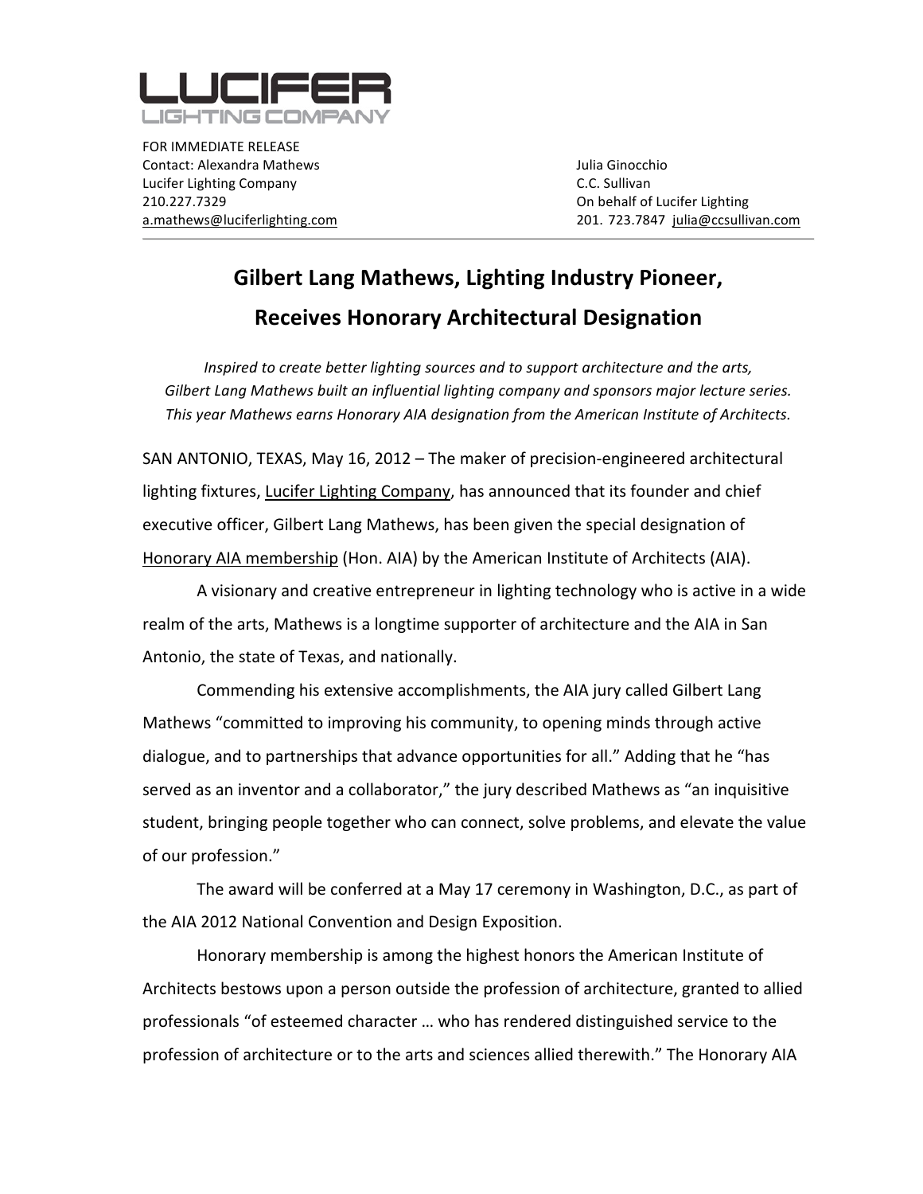LUCIFER
LIGHTING COMPANY

FOR IMMEDIATE RELEASE
Contact: Alexandra Mathews
Lucifer Lighting Company
210.227.7329
a.mathews@luciferlighting.com

Julia Ginocchio
C.C. Sullivan
On behalf of Lucifer Lighting
201. 723.7847 julia@ccsullivan.com

# Gilbert Lang Mathews, Lighting Industry Pioneer, Receives Honorary Architectural Designation

*Inspired to create better lighting sources and to support architecture and the arts, Gilbert Lang Mathews built an influential lighting company and sponsors major lecture series. This year Mathews earns Honorary AIA designation from the American Institute of Architects.*

SAN ANTONIO, TEXAS, May 16, 2012 – The maker of precision-engineered architectural lighting fixtures, Lucifer Lighting Company, has announced that its founder and chief executive officer, Gilbert Lang Mathews, has been given the special designation of Honorary AIA membership (Hon. AIA) by the American Institute of Architects (AIA).

A visionary and creative entrepreneur in lighting technology who is active in a wide realm of the arts, Mathews is a longtime supporter of architecture and the AIA in San Antonio, the state of Texas, and nationally.

Commending his extensive accomplishments, the AIA jury called Gilbert Lang Mathews "committed to improving his community, to opening minds through active dialogue, and to partnerships that advance opportunities for all." Adding that he "has served as an inventor and a collaborator," the jury described Mathews as "an inquisitive student, bringing people together who can connect, solve problems, and elevate the value of our profession."

The award will be conferred at a May 17 ceremony in Washington, D.C., as part of the AIA 2012 National Convention and Design Exposition.

Honorary membership is among the highest honors the American Institute of Architects bestows upon a person outside the profession of architecture, granted to allied professionals "of esteemed character … who has rendered distinguished service to the profession of architecture or to the arts and sciences allied therewith." The Honorary AIA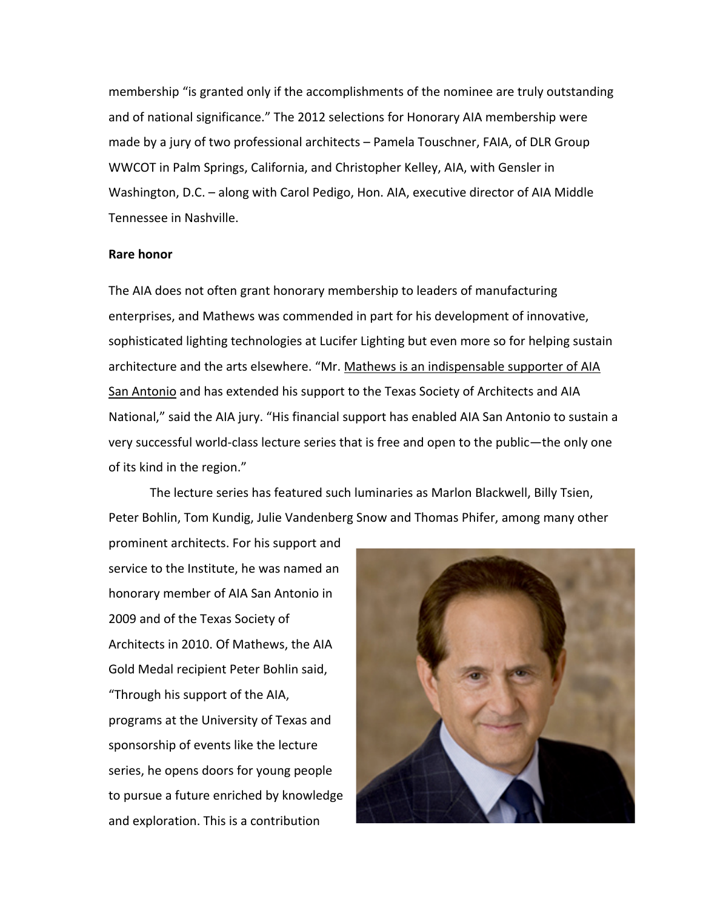membership "is granted only if the accomplishments of the nominee are truly outstanding and of national significance." The 2012 selections for Honorary AIA membership were made by a jury of two professional architects – Pamela Touschner, FAIA, of DLR Group WWCOT in Palm Springs, California, and Christopher Kelley, AIA, with Gensler in Washington, D.C. – along with Carol Pedigo, Hon. AIA, executive director of AIA Middle Tennessee in Nashville.

**Rare honor**

The AIA does not often grant honorary membership to leaders of manufacturing enterprises, and Mathews was commended in part for his development of innovative, sophisticated lighting technologies at Lucifer Lighting but even more so for helping sustain architecture and the arts elsewhere. "Mr. Mathews is an indispensable supporter of AIA San Antonio and has extended his support to the Texas Society of Architects and AIA National," said the AIA jury. "His financial support has enabled AIA San Antonio to sustain a very successful world-class lecture series that is free and open to the public—the only one of its kind in the region."

The lecture series has featured such luminaries as Marlon Blackwell, Billy Tsien, Peter Bohlin, Tom Kundig, Julie Vandenberg Snow and Thomas Phifer, among many other prominent architects. For his support and service to the Institute, he was named an honorary member of AIA San Antonio in 2009 and of the Texas Society of Architects in 2010. Of Mathews, the AIA Gold Medal recipient Peter Bohlin said, "Through his support of the AIA, programs at the University of Texas and sponsorship of events like the lecture series, he opens doors for young people to pursue a future enriched by knowledge and exploration. This is a contribution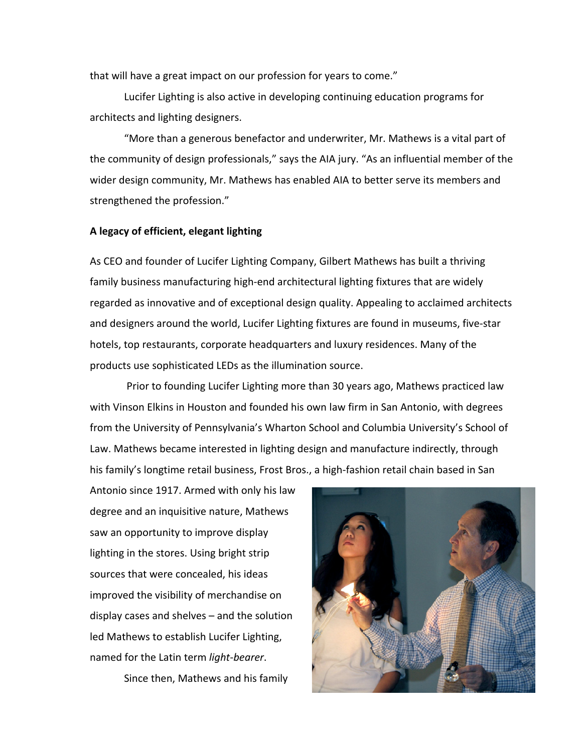that will have a great impact on our profession for years to come."

Lucifer Lighting is also active in developing continuing education programs for architects and lighting designers.

"More than a generous benefactor and underwriter, Mr. Mathews is a vital part of the community of design professionals," says the AIA jury. "As an influential member of the wider design community, Mr. Mathews has enabled AIA to better serve its members and strengthened the profession."

**A legacy of efficient, elegant lighting**

As CEO and founder of Lucifer Lighting Company, Gilbert Mathews has built a thriving family business manufacturing high-end architectural lighting fixtures that are widely regarded as innovative and of exceptional design quality. Appealing to acclaimed architects and designers around the world, Lucifer Lighting fixtures are found in museums, five-star hotels, top restaurants, corporate headquarters and luxury residences. Many of the products use sophisticated LEDs as the illumination source.

Prior to founding Lucifer Lighting more than 30 years ago, Mathews practiced law with Vinson Elkins in Houston and founded his own law firm in San Antonio, with degrees from the University of Pennsylvania's Wharton School and Columbia University's School of Law. Mathews became interested in lighting design and manufacture indirectly, through his family's longtime retail business, Frost Bros., a high-fashion retail chain based in San Antonio since 1917. Armed with only his law degree and an inquisitive nature, Mathews saw an opportunity to improve display lighting in the stores. Using bright strip sources that were concealed, his ideas improved the visibility of merchandise on display cases and shelves – and the solution led Mathews to establish Lucifer Lighting, named for the Latin term *light-bearer*.

Since then, Mathews and his family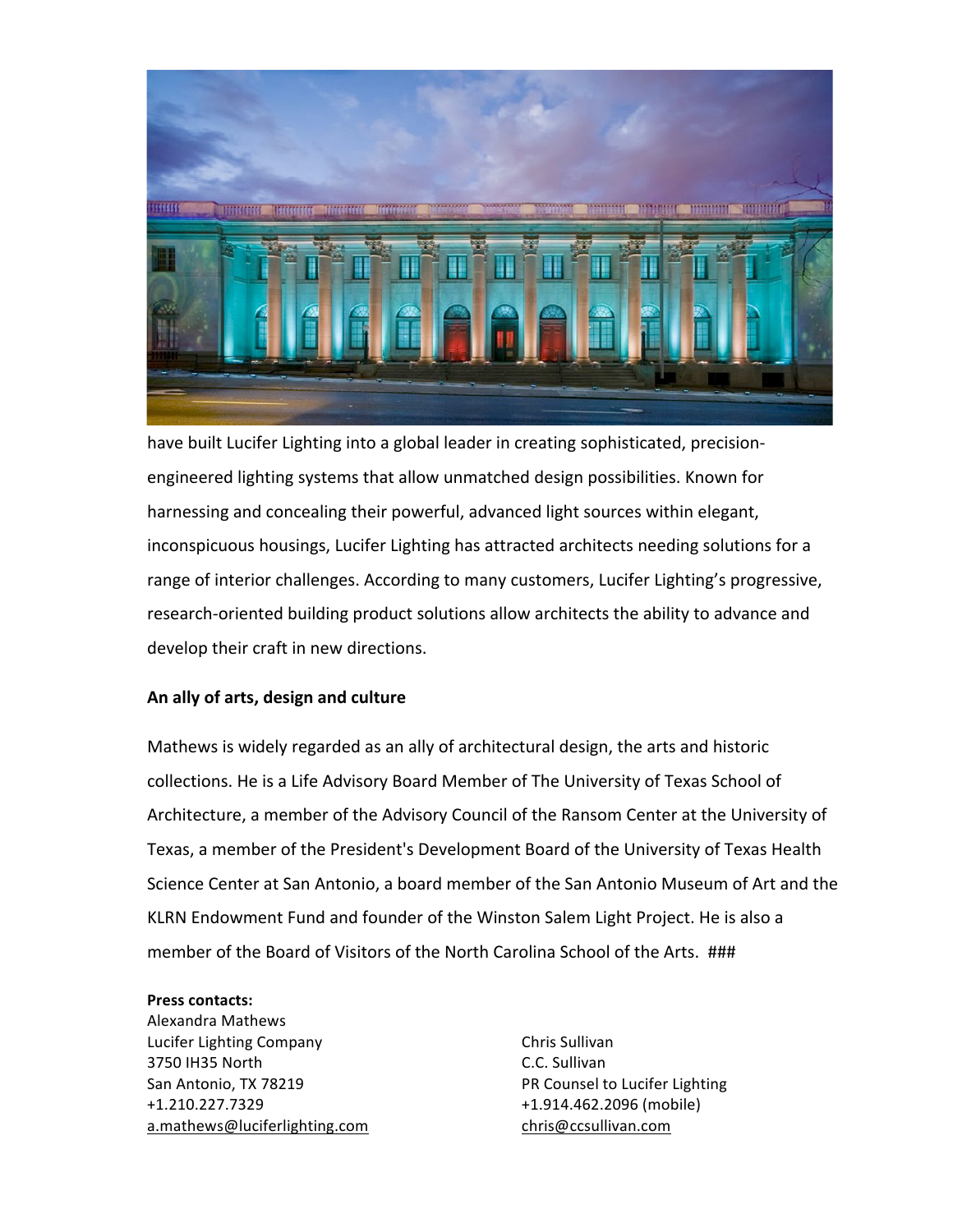have built Lucifer Lighting into a global leader in creating sophisticated, precision-engineered lighting systems that allow unmatched design possibilities. Known for harnessing and concealing their powerful, advanced light sources within elegant, inconspicuous housings, Lucifer Lighting has attracted architects needing solutions for a range of interior challenges. According to many customers, Lucifer Lighting's progressive, research-oriented building product solutions allow architects the ability to advance and develop their craft in new directions.

**An ally of arts, design and culture**

Mathews is widely regarded as an ally of architectural design, the arts and historic collections. He is a Life Advisory Board Member of The University of Texas School of Architecture, a member of the Advisory Council of the Ransom Center at the University of Texas, a member of the President's Development Board of the University of Texas Health Science Center at San Antonio, a board member of the San Antonio Museum of Art and the KLRN Endowment Fund and founder of the Winston Salem Light Project. He is also a member of the Board of Visitors of the North Carolina School of the Arts. ###

**Press contacts:**

Alexandra Mathews
Lucifer Lighting Company
3750 IH35 North
San Antonio, TX 78219
+1.210.227.7329
a.mathews@luciferlighting.com

Chris Sullivan
C.C. Sullivan
PR Counsel to Lucifer Lighting
+1.914.462.2096 (mobile)
chris@ccsullivan.com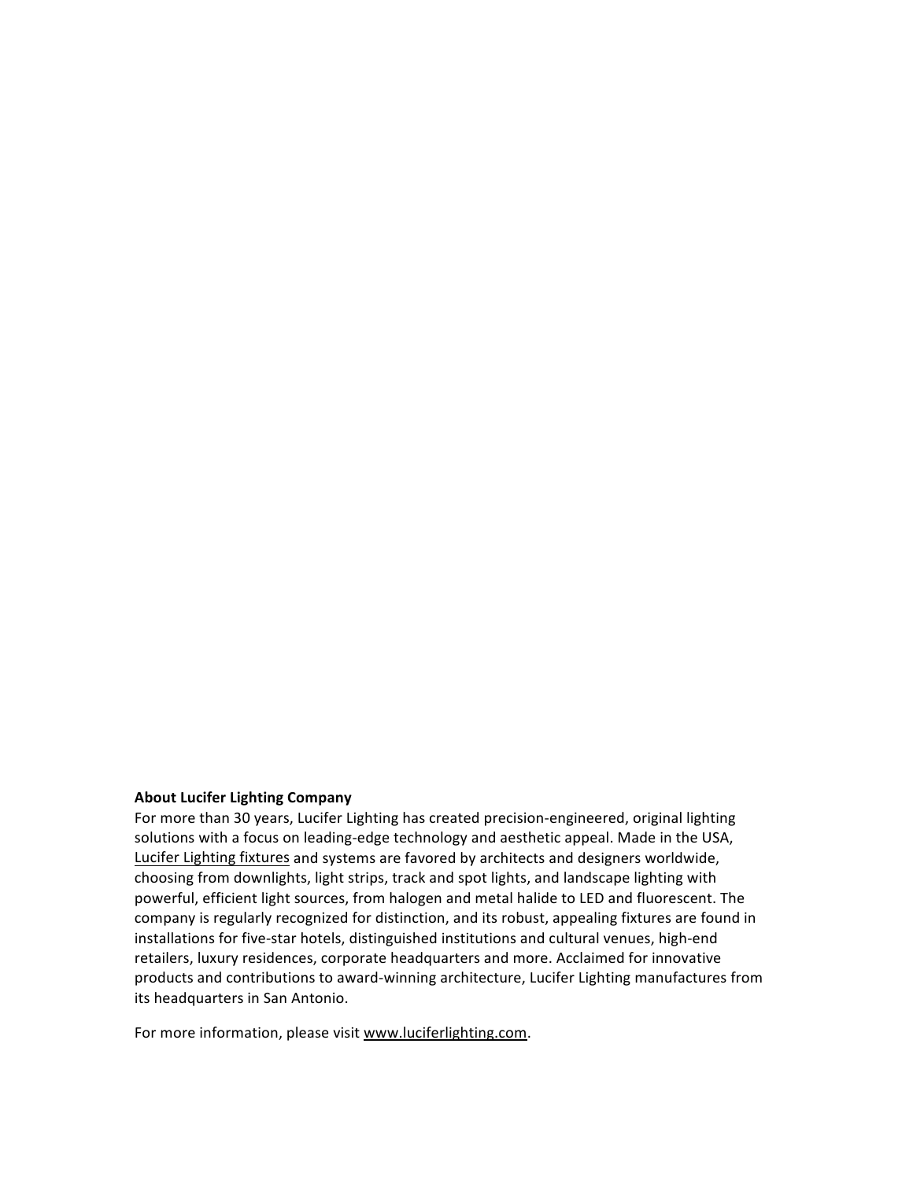**About Lucifer Lighting Company**

For more than 30 years, Lucifer Lighting has created precision-engineered, original lighting solutions with a focus on leading-edge technology and aesthetic appeal. Made in the USA, Lucifer Lighting fixtures and systems are favored by architects and designers worldwide, choosing from downlights, light strips, track and spot lights, and landscape lighting with powerful, efficient light sources, from halogen and metal halide to LED and fluorescent. The company is regularly recognized for distinction, and its robust, appealing fixtures are found in installations for five-star hotels, distinguished institutions and cultural venues, high-end retailers, luxury residences, corporate headquarters and more. Acclaimed for innovative products and contributions to award-winning architecture, Lucifer Lighting manufactures from its headquarters in San Antonio.

For more information, please visit www.luciferlighting.com.